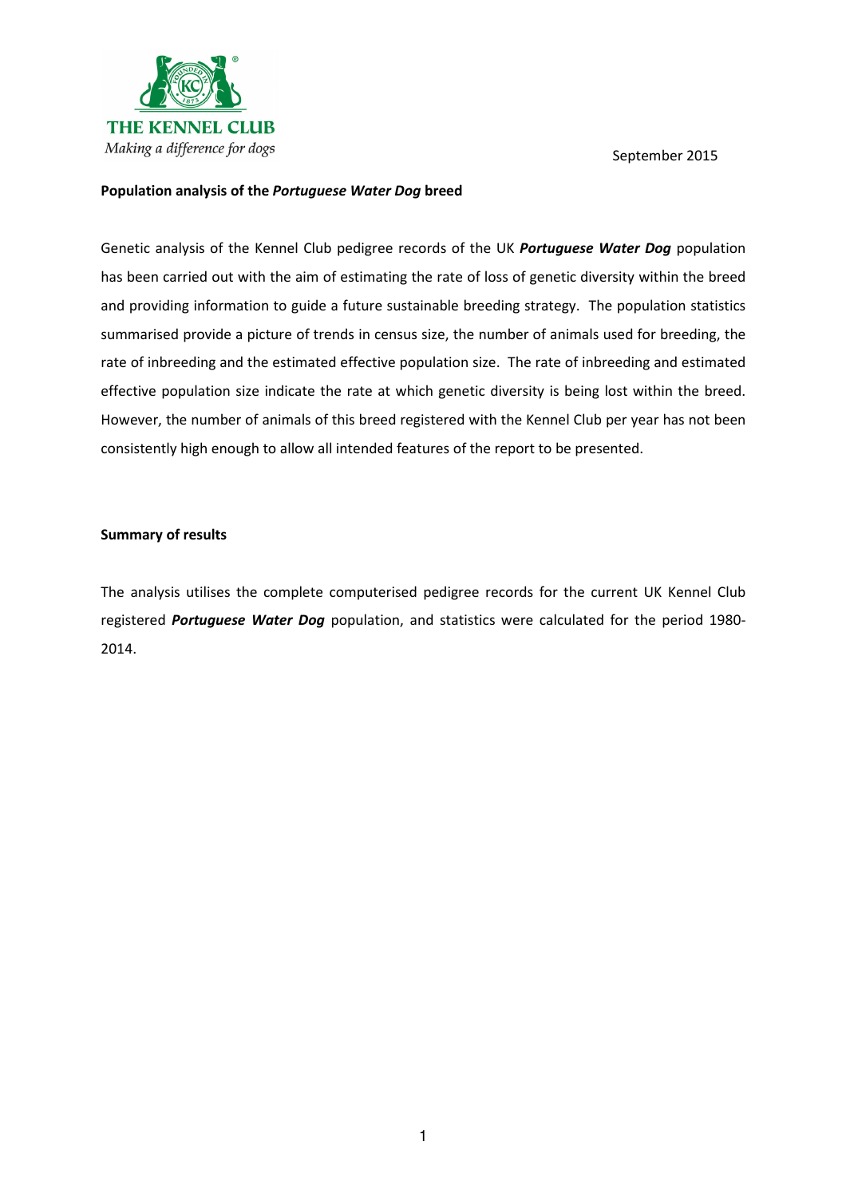THE KENNEL CLUB

*Making a difference for dogs*

September 2015

**Population analysis of the *Portuguese Water Dog* breed**

Genetic analysis of the Kennel Club pedigree records of the UK ***Portuguese Water Dog*** population has been carried out with the aim of estimating the rate of loss of genetic diversity within the breed and providing information to guide a future sustainable breeding strategy. The population statistics summarised provide a picture of trends in census size, the number of animals used for breeding, the rate of inbreeding and the estimated effective population size. The rate of inbreeding and estimated effective population size indicate the rate at which genetic diversity is being lost within the breed. However, the number of animals of this breed registered with the Kennel Club per year has not been consistently high enough to allow all intended features of the report to be presented.

**Summary of results**

The analysis utilises the complete computerised pedigree records for the current UK Kennel Club registered ***Portuguese Water Dog*** population, and statistics were calculated for the period 1980-2014.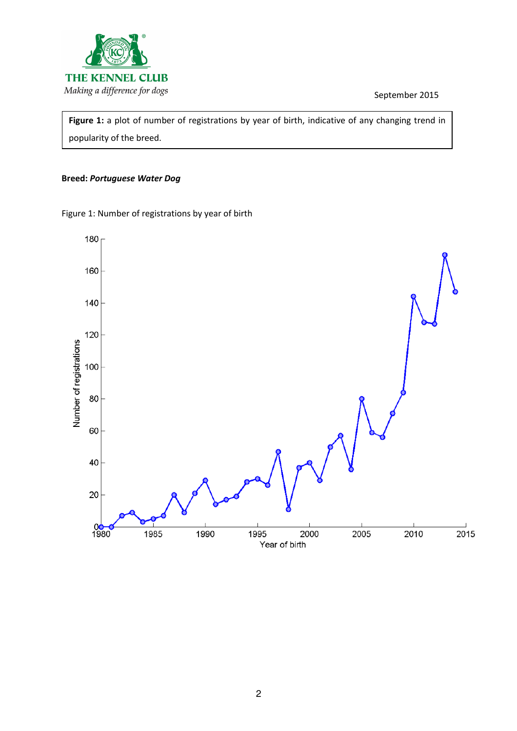THE KENNEL CLUB

*Making a difference for dogs*

September 2015

**Figure 1:** a plot of number of registrations by year of birth, indicative of any changing trend in popularity of the breed.

**Breed:** ***Portuguese Water Dog***

Figure 1: Number of registrations by year of birth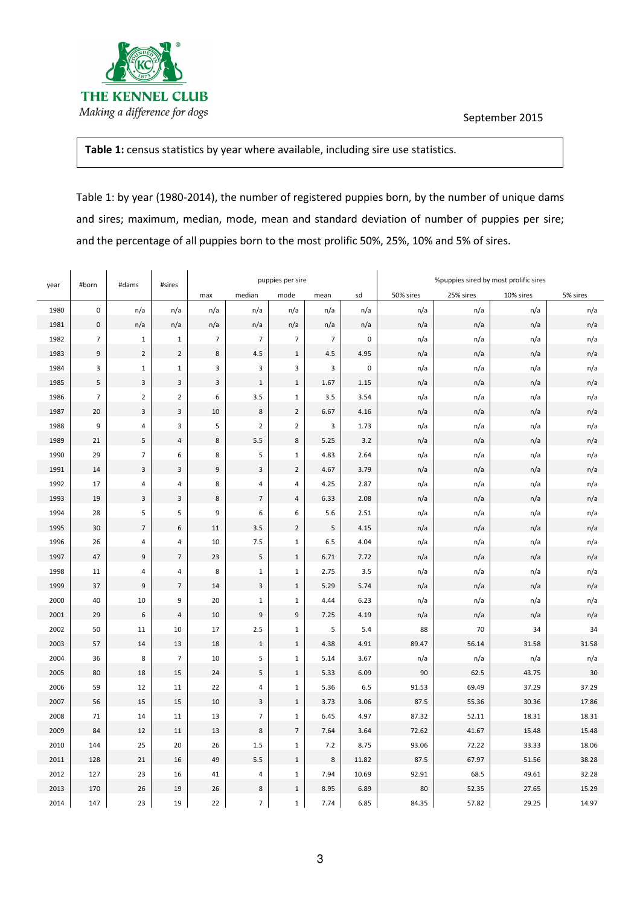THE KENNEL CLUB
*Making a difference for dogs*

September 2015

**Table 1:** census statistics by year where available, including sire use statistics.

Table 1: by year (1980-2014), the number of registered puppies born, by the number of unique dams and sires; maximum, median, mode, mean and standard deviation of number of puppies per sire; and the percentage of all puppies born to the most prolific 50%, 25%, 10% and 5% of sires.

| year | #born | #dams | #sires | puppies per sire | | | | | %puppies sired by most prolific sires | | | |
|---|---|---|---|---|---|---|---|---|---|---|---|---|
| | | | | max | median | mode | mean | sd | 50% sires | 25% sires | 10% sires | 5% sires |
| 1980 | 0 | n/a | n/a | n/a | n/a | n/a | n/a | n/a | n/a | n/a | n/a | n/a |
| 1981 | 0 | n/a | n/a | n/a | n/a | n/a | n/a | n/a | n/a | n/a | n/a | n/a |
| 1982 | 7 | 1 | 1 | 7 | 7 | 7 | 7 | 0 | n/a | n/a | n/a | n/a |
| 1983 | 9 | 2 | 2 | 8 | 4.5 | 1 | 4.5 | 4.95 | n/a | n/a | n/a | n/a |
| 1984 | 3 | 1 | 1 | 3 | 3 | 3 | 3 | 0 | n/a | n/a | n/a | n/a |
| 1985 | 5 | 3 | 3 | 3 | 1 | 1 | 1.67 | 1.15 | n/a | n/a | n/a | n/a |
| 1986 | 7 | 2 | 2 | 6 | 3.5 | 1 | 3.5 | 3.54 | n/a | n/a | n/a | n/a |
| 1987 | 20 | 3 | 3 | 10 | 8 | 2 | 6.67 | 4.16 | n/a | n/a | n/a | n/a |
| 1988 | 9 | 4 | 3 | 5 | 2 | 2 | 3 | 1.73 | n/a | n/a | n/a | n/a |
| 1989 | 21 | 5 | 4 | 8 | 5.5 | 8 | 5.25 | 3.2 | n/a | n/a | n/a | n/a |
| 1990 | 29 | 7 | 6 | 8 | 5 | 1 | 4.83 | 2.64 | n/a | n/a | n/a | n/a |
| 1991 | 14 | 3 | 3 | 9 | 3 | 2 | 4.67 | 3.79 | n/a | n/a | n/a | n/a |
| 1992 | 17 | 4 | 4 | 8 | 4 | 4 | 4.25 | 2.87 | n/a | n/a | n/a | n/a |
| 1993 | 19 | 3 | 3 | 8 | 7 | 4 | 6.33 | 2.08 | n/a | n/a | n/a | n/a |
| 1994 | 28 | 5 | 5 | 9 | 6 | 6 | 5.6 | 2.51 | n/a | n/a | n/a | n/a |
| 1995 | 30 | 7 | 6 | 11 | 3.5 | 2 | 5 | 4.15 | n/a | n/a | n/a | n/a |
| 1996 | 26 | 4 | 4 | 10 | 7.5 | 1 | 6.5 | 4.04 | n/a | n/a | n/a | n/a |
| 1997 | 47 | 9 | 7 | 23 | 5 | 1 | 6.71 | 7.72 | n/a | n/a | n/a | n/a |
| 1998 | 11 | 4 | 4 | 8 | 1 | 1 | 2.75 | 3.5 | n/a | n/a | n/a | n/a |
| 1999 | 37 | 9 | 7 | 14 | 3 | 1 | 5.29 | 5.74 | n/a | n/a | n/a | n/a |
| 2000 | 40 | 10 | 9 | 20 | 1 | 1 | 4.44 | 6.23 | n/a | n/a | n/a | n/a |
| 2001 | 29 | 6 | 4 | 10 | 9 | 9 | 7.25 | 4.19 | n/a | n/a | n/a | n/a |
| 2002 | 50 | 11 | 10 | 17 | 2.5 | 1 | 5 | 5.4 | 88 | 70 | 34 | 34 |
| 2003 | 57 | 14 | 13 | 18 | 1 | 1 | 4.38 | 4.91 | 89.47 | 56.14 | 31.58 | 31.58 |
| 2004 | 36 | 8 | 7 | 10 | 5 | 1 | 5.14 | 3.67 | n/a | n/a | n/a | n/a |
| 2005 | 80 | 18 | 15 | 24 | 5 | 1 | 5.33 | 6.09 | 90 | 62.5 | 43.75 | 30 |
| 2006 | 59 | 12 | 11 | 22 | 4 | 1 | 5.36 | 6.5 | 91.53 | 69.49 | 37.29 | 37.29 |
| 2007 | 56 | 15 | 15 | 10 | 3 | 1 | 3.73 | 3.06 | 87.5 | 55.36 | 30.36 | 17.86 |
| 2008 | 71 | 14 | 11 | 13 | 7 | 1 | 6.45 | 4.97 | 87.32 | 52.11 | 18.31 | 18.31 |
| 2009 | 84 | 12 | 11 | 13 | 8 | 7 | 7.64 | 3.64 | 72.62 | 41.67 | 15.48 | 15.48 |
| 2010 | 144 | 25 | 20 | 26 | 1.5 | 1 | 7.2 | 8.75 | 93.06 | 72.22 | 33.33 | 18.06 |
| 2011 | 128 | 21 | 16 | 49 | 5.5 | 1 | 8 | 11.82 | 87.5 | 67.97 | 51.56 | 38.28 |
| 2012 | 127 | 23 | 16 | 41 | 4 | 1 | 7.94 | 10.69 | 92.91 | 68.5 | 49.61 | 32.28 |
| 2013 | 170 | 26 | 19 | 26 | 8 | 1 | 8.95 | 6.89 | 80 | 52.35 | 27.65 | 15.29 |
| 2014 | 147 | 23 | 19 | 22 | 7 | 1 | 7.74 | 6.85 | 84.35 | 57.82 | 29.25 | 14.97 |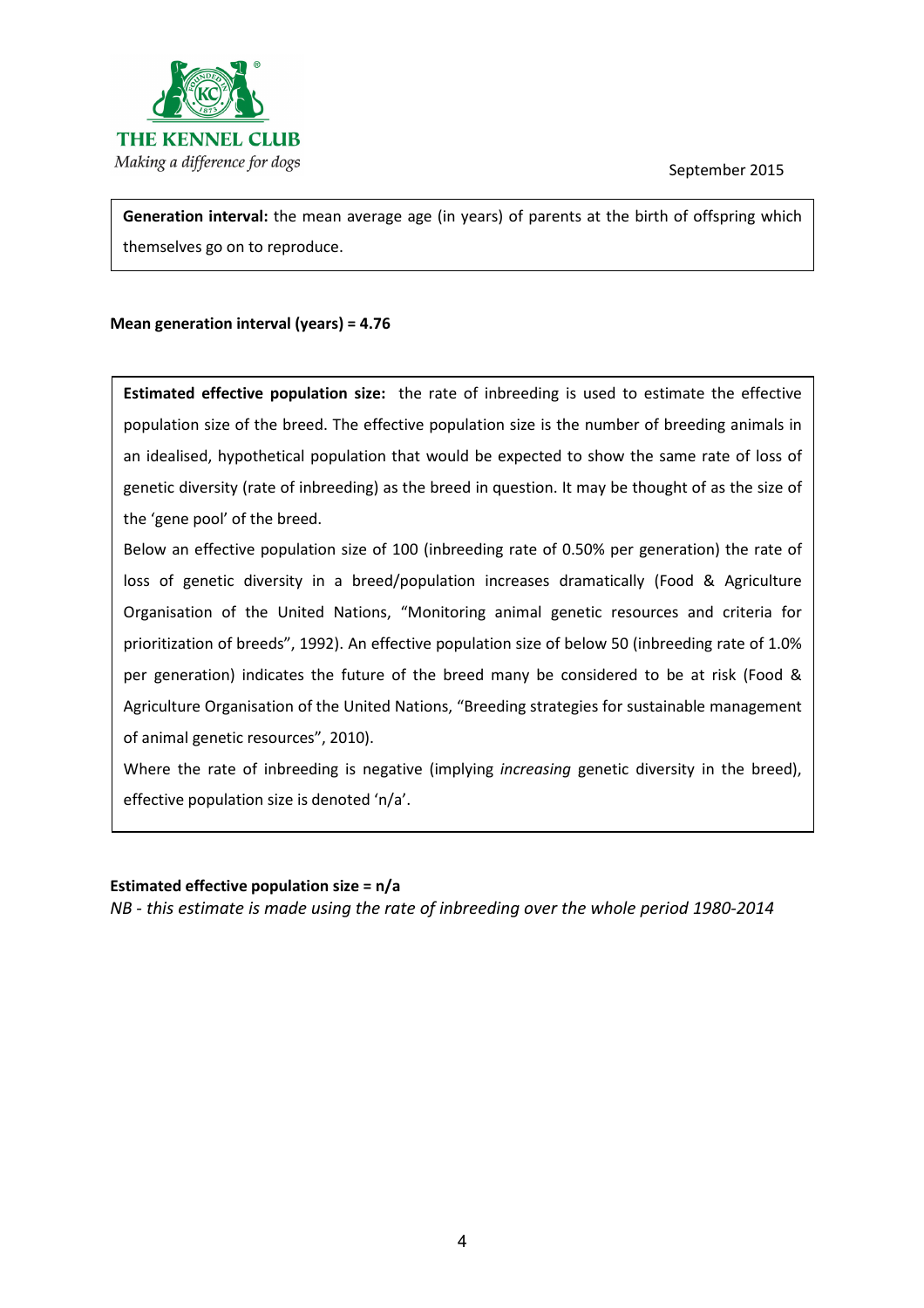**Generation interval:** the mean average age (in years) of parents at the birth of offspring which themselves go on to reproduce.

**Mean generation interval (years) = 4.76**

**Estimated effective population size:** the rate of inbreeding is used to estimate the effective population size of the breed. The effective population size is the number of breeding animals in an idealised, hypothetical population that would be expected to show the same rate of loss of genetic diversity (rate of inbreeding) as the breed in question. It may be thought of as the size of the 'gene pool' of the breed.

Below an effective population size of 100 (inbreeding rate of 0.50% per generation) the rate of loss of genetic diversity in a breed/population increases dramatically (Food & Agriculture Organisation of the United Nations, "Monitoring animal genetic resources and criteria for prioritization of breeds", 1992). An effective population size of below 50 (inbreeding rate of 1.0% per generation) indicates the future of the breed many be considered to be at risk (Food & Agriculture Organisation of the United Nations, "Breeding strategies for sustainable management of animal genetic resources", 2010).

Where the rate of inbreeding is negative (implying *increasing* genetic diversity in the breed), effective population size is denoted 'n/a'.

**Estimated effective population size = n/a**

*NB - this estimate is made using the rate of inbreeding over the whole period 1980-2014*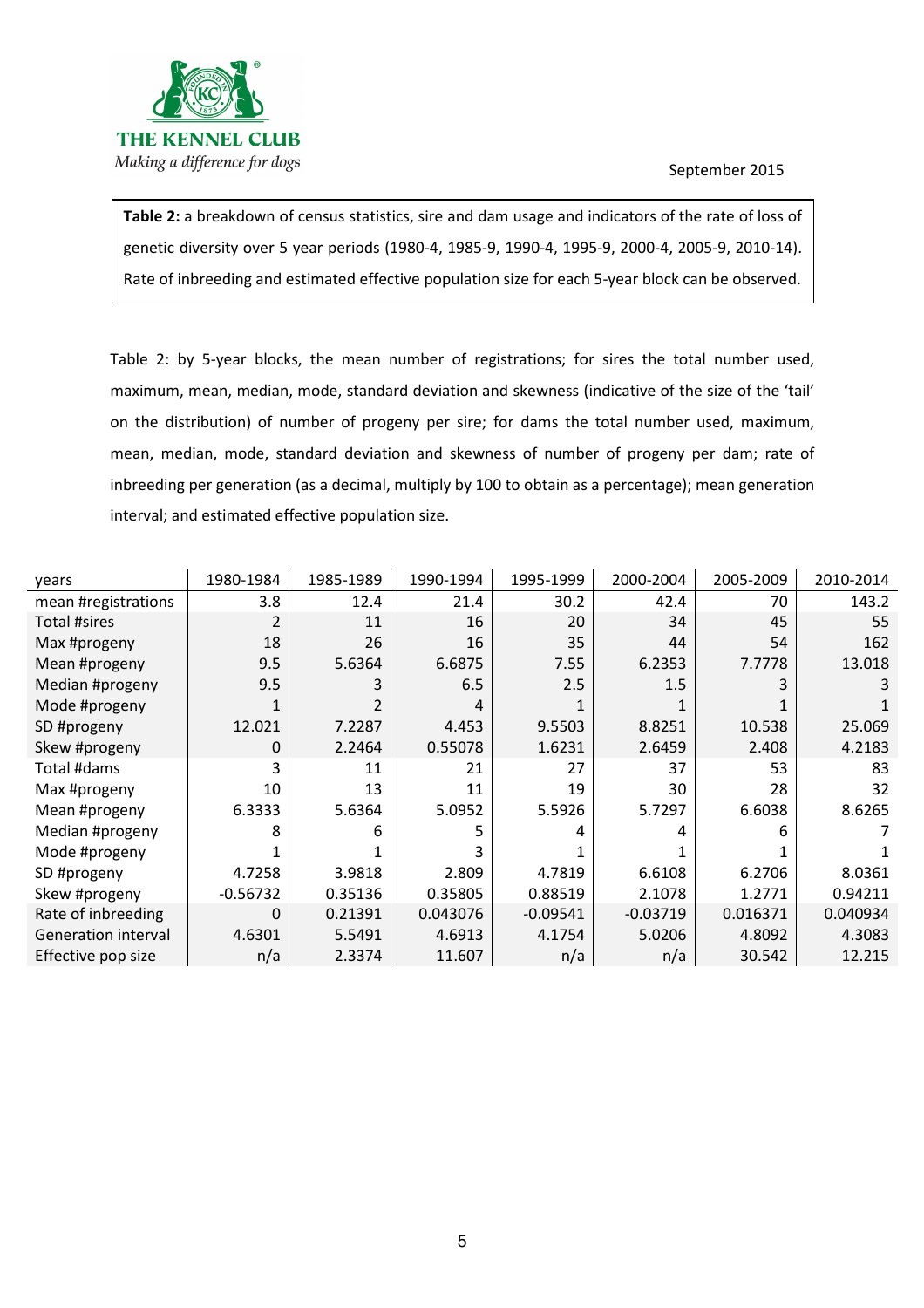**Table 2:** a breakdown of census statistics, sire and dam usage and indicators of the rate of loss of genetic diversity over 5 year periods (1980-4, 1985-9, 1990-4, 1995-9, 2000-4, 2005-9, 2010-14). Rate of inbreeding and estimated effective population size for each 5-year block can be observed.

Table 2: by 5-year blocks, the mean number of registrations; for sires the total number used, maximum, mean, median, mode, standard deviation and skewness (indicative of the size of the 'tail' on the distribution) of number of progeny per sire; for dams the total number used, maximum, mean, median, mode, standard deviation and skewness of number of progeny per dam; rate of inbreeding per generation (as a decimal, multiply by 100 to obtain as a percentage); mean generation interval; and estimated effective population size.

| years | 1980-1984 | 1985-1989 | 1990-1994 | 1995-1999 | 2000-2004 | 2005-2009 | 2010-2014 |
|---|---|---|---|---|---|---|---|
| mean #registrations | 3.8 | 12.4 | 21.4 | 30.2 | 42.4 | 70 | 143.2 |
| Total #sires | 2 | 11 | 16 | 20 | 34 | 45 | 55 |
| Max #progeny | 18 | 26 | 16 | 35 | 44 | 54 | 162 |
| Mean #progeny | 9.5 | 5.6364 | 6.6875 | 7.55 | 6.2353 | 7.7778 | 13.018 |
| Median #progeny | 9.5 | 3 | 6.5 | 2.5 | 1.5 | 3 | 3 |
| Mode #progeny | 1 | 2 | 4 | 1 | 1 | 1 | 1 |
| SD #progeny | 12.021 | 7.2287 | 4.453 | 9.5503 | 8.8251 | 10.538 | 25.069 |
| Skew #progeny | 0 | 2.2464 | 0.55078 | 1.6231 | 2.6459 | 2.408 | 4.2183 |
| Total #dams | 3 | 11 | 21 | 27 | 37 | 53 | 83 |
| Max #progeny | 10 | 13 | 11 | 19 | 30 | 28 | 32 |
| Mean #progeny | 6.3333 | 5.6364 | 5.0952 | 5.5926 | 5.7297 | 6.6038 | 8.6265 |
| Median #progeny | 8 | 6 | 5 | 4 | 4 | 6 | 7 |
| Mode #progeny | 1 | 1 | 3 | 1 | 1 | 1 | 1 |
| SD #progeny | 4.7258 | 3.9818 | 2.809 | 4.7819 | 6.6108 | 6.2706 | 8.0361 |
| Skew #progeny | -0.56732 | 0.35136 | 0.35805 | 0.88519 | 2.1078 | 1.2771 | 0.94211 |
| Rate of inbreeding | 0 | 0.21391 | 0.043076 | -0.09541 | -0.03719 | 0.016371 | 0.040934 |
| Generation interval | 4.6301 | 5.5491 | 4.6913 | 4.1754 | 5.0206 | 4.8092 | 4.3083 |
| Effective pop size | n/a | 2.3374 | 11.607 | n/a | n/a | 30.542 | 12.215 |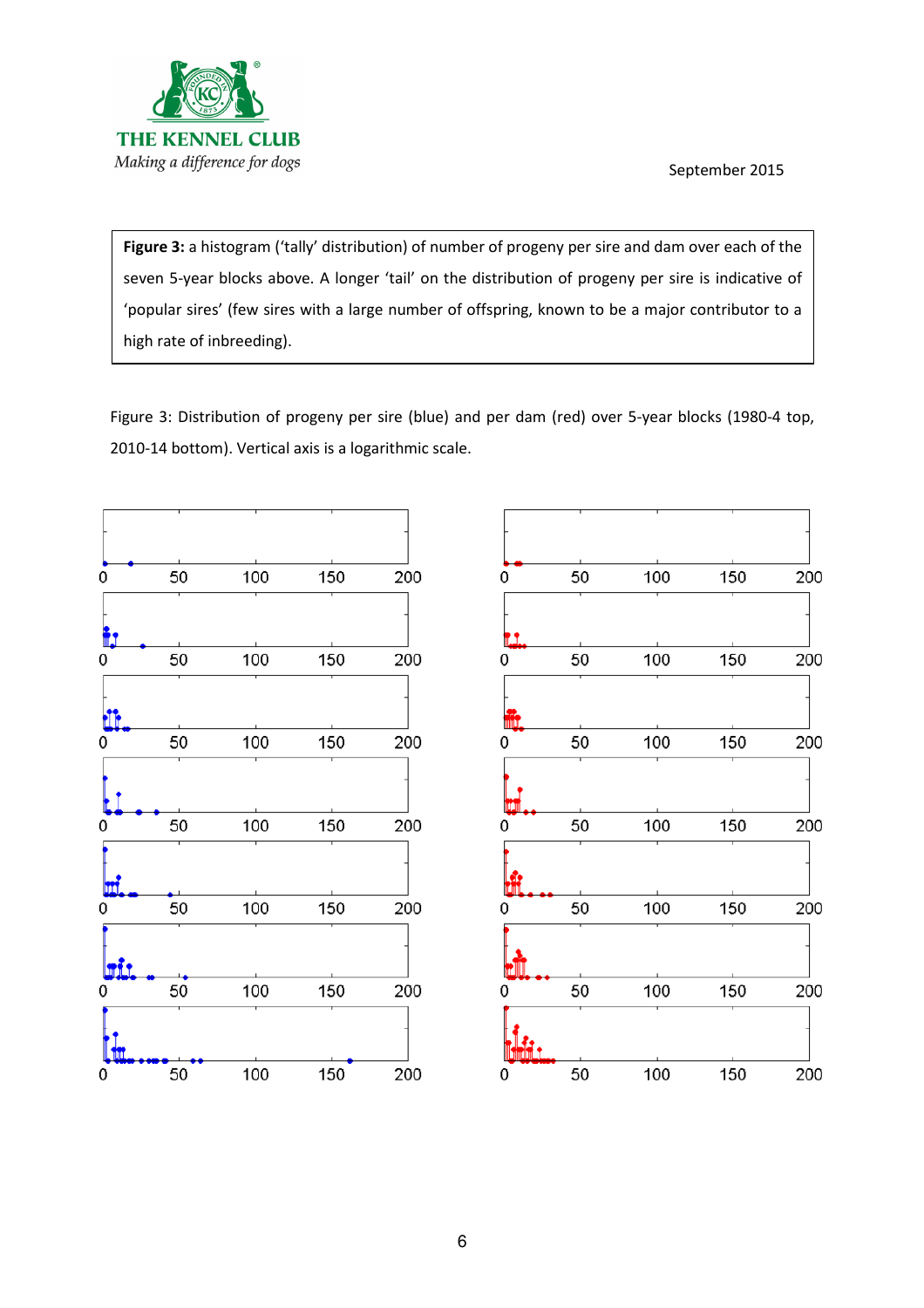**Figure 3:** a histogram ('tally' distribution) of number of progeny per sire and dam over each of the seven 5-year blocks above. A longer 'tail' on the distribution of progeny per sire is indicative of 'popular sires' (few sires with a large number of offspring, known to be a major contributor to a high rate of inbreeding).

Figure 3: Distribution of progeny per sire (blue) and per dam (red) over 5-year blocks (1980-4 top, 2010-14 bottom). Vertical axis is a logarithmic scale.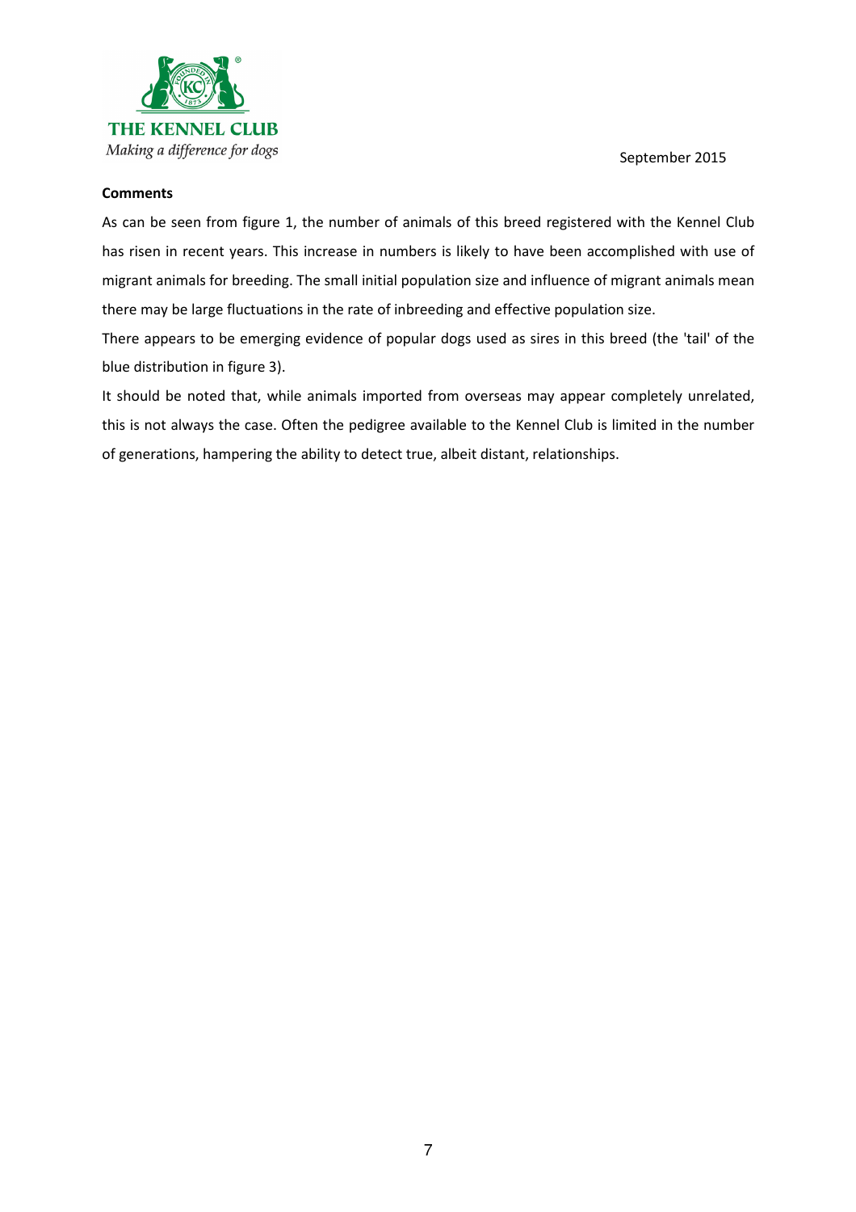**Comments**

As can be seen from figure 1, the number of animals of this breed registered with the Kennel Club has risen in recent years. This increase in numbers is likely to have been accomplished with use of migrant animals for breeding. The small initial population size and influence of migrant animals mean there may be large fluctuations in the rate of inbreeding and effective population size.

There appears to be emerging evidence of popular dogs used as sires in this breed (the 'tail' of the blue distribution in figure 3).

It should be noted that, while animals imported from overseas may appear completely unrelated, this is not always the case. Often the pedigree available to the Kennel Club is limited in the number of generations, hampering the ability to detect true, albeit distant, relationships.